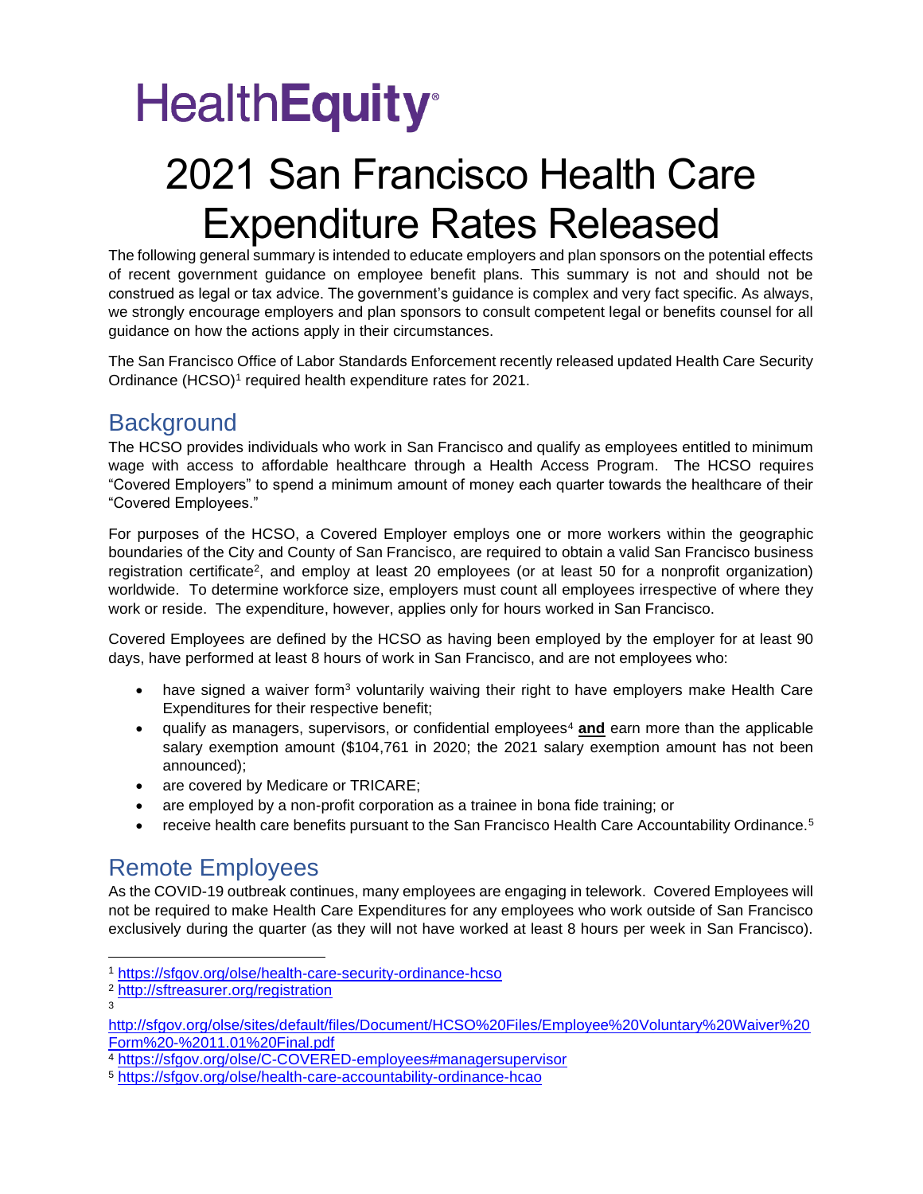# HealthEquity

# 2021 San Francisco Health Care Expenditure Rates Released

The following general summary is intended to educate employers and plan sponsors on the potential effects of recent government guidance on employee benefit plans. This summary is not and should not be construed as legal or tax advice. The government's guidance is complex and very fact specific. As always, we strongly encourage employers and plan sponsors to consult competent legal or benefits counsel for all guidance on how the actions apply in their circumstances.

The San Francisco Office of Labor Standards Enforcement recently released updated Health Care Security Ordinance (HCSO)[1] required health expenditure rates for 2021.

## Background

The HCSO provides individuals who work in San Francisco and qualify as employees entitled to minimum wage with access to affordable healthcare through a Health Access Program. The HCSO requires "Covered Employers" to spend a minimum amount of money each quarter towards the healthcare of their "Covered Employees."

For purposes of the HCSO, a Covered Employer employs one or more workers within the geographic boundaries of the City and County of San Francisco, are required to obtain a valid San Francisco business registration certificate[2], and employ at least 20 employees (or at least 50 for a nonprofit organization) worldwide. To determine workforce size, employers must count all employees irrespective of where they work or reside. The expenditure, however, applies only for hours worked in San Francisco.

Covered Employees are defined by the HCSO as having been employed by the employer for at least 90 days, have performed at least 8 hours of work in San Francisco, and are not employees who:

- have signed a waiver form[3] voluntarily waiving their right to have employers make Health Care Expenditures for their respective benefit;
- qualify as managers, supervisors, or confidential employees[4] **and** earn more than the applicable salary exemption amount ($104,761 in 2020; the 2021 salary exemption amount has not been announced);
- are covered by Medicare or TRICARE;
- are employed by a non-profit corporation as a trainee in bona fide training; or
- receive health care benefits pursuant to the San Francisco Health Care Accountability Ordinance.[5]

## Remote Employees

As the COVID-19 outbreak continues, many employees are engaging in telework. Covered Employees will not be required to make Health Care Expenditures for any employees who work outside of San Francisco exclusively during the quarter (as they will not have worked at least 8 hours per week in San Francisco).

---

[1] https://sfgov.org/olse/health-care-security-ordinance-hcso

[2] http://sftreasurer.org/registration

[3] http://sfgov.org/olse/sites/default/files/Document/HCSO%20Files/Employee%20Voluntary%20Waiver%20Form%20-%2011.01%20Final.pdf

[4] https://sfgov.org/olse/C-COVERED-employees#managersupervisor

[5] https://sfgov.org/olse/health-care-accountability-ordinance-hcao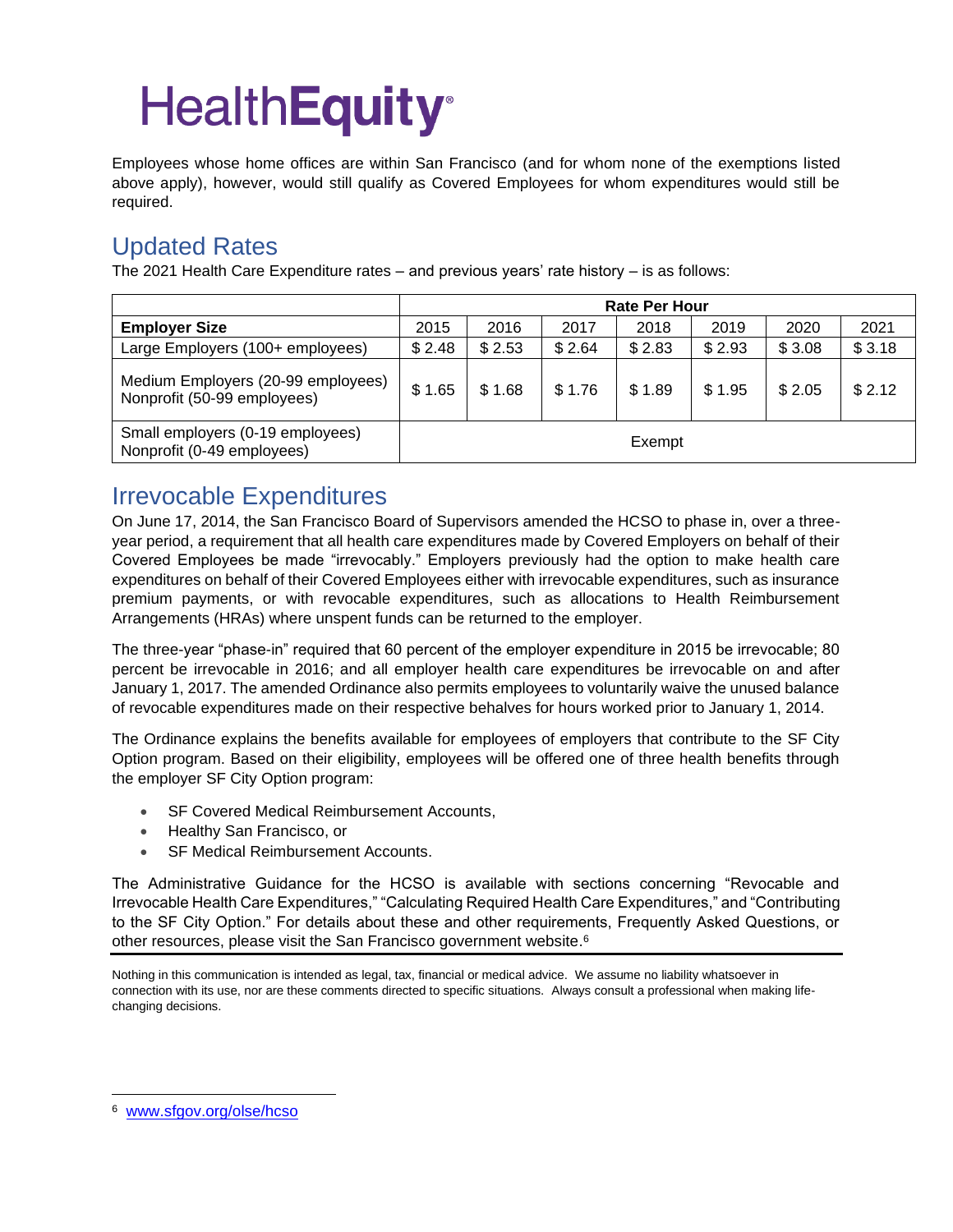Employees whose home offices are within San Francisco (and for whom none of the exemptions listed above apply), however, would still qualify as Covered Employees for whom expenditures would still be required.

## Updated Rates

The 2021 Health Care Expenditure rates – and previous years' rate history – is as follows:

| | Rate Per Hour | | | | | | |
|---|---|---|---|---|---|---|---|
| **Employer Size** | 2015 | 2016 | 2017 | 2018 | 2019 | 2020 | 2021 |
| Large Employers (100+ employees) | $ 2.48 | $ 2.53 | $ 2.64 | $ 2.83 | $ 2.93 | $ 3.08 | $ 3.18 |
| Medium Employers (20-99 employees) Nonprofit (50-99 employees) | $ 1.65 | $ 1.68 | $ 1.76 | $ 1.89 | $ 1.95 | $ 2.05 | $ 2.12 |
| Small employers (0-19 employees) Nonprofit (0-49 employees) | Exempt | | | | | | |

## Irrevocable Expenditures

On June 17, 2014, the San Francisco Board of Supervisors amended the HCSO to phase in, over a three-year period, a requirement that all health care expenditures made by Covered Employers on behalf of their Covered Employees be made "irrevocably." Employers previously had the option to make health care expenditures on behalf of their Covered Employees either with irrevocable expenditures, such as insurance premium payments, or with revocable expenditures, such as allocations to Health Reimbursement Arrangements (HRAs) where unspent funds can be returned to the employer.

The three-year "phase-in" required that 60 percent of the employer expenditure in 2015 be irrevocable; 80 percent be irrevocable in 2016; and all employer health care expenditures be irrevocable on and after January 1, 2017. The amended Ordinance also permits employees to voluntarily waive the unused balance of revocable expenditures made on their respective behalves for hours worked prior to January 1, 2014.

The Ordinance explains the benefits available for employees of employers that contribute to the SF City Option program. Based on their eligibility, employees will be offered one of three health benefits through the employer SF City Option program:

- SF Covered Medical Reimbursement Accounts,
- Healthy San Francisco, or
- SF Medical Reimbursement Accounts.

The Administrative Guidance for the HCSO is available with sections concerning "Revocable and Irrevocable Health Care Expenditures," "Calculating Required Health Care Expenditures," and "Contributing to the SF City Option." For details about these and other requirements, Frequently Asked Questions, or other resources, please visit the San Francisco government website.[6]

---

Nothing in this communication is intended as legal, tax, financial or medical advice. We assume no liability whatsoever in connection with its use, nor are these comments directed to specific situations. Always consult a professional when making life-changing decisions.

[6] www.sfgov.org/olse/hcso